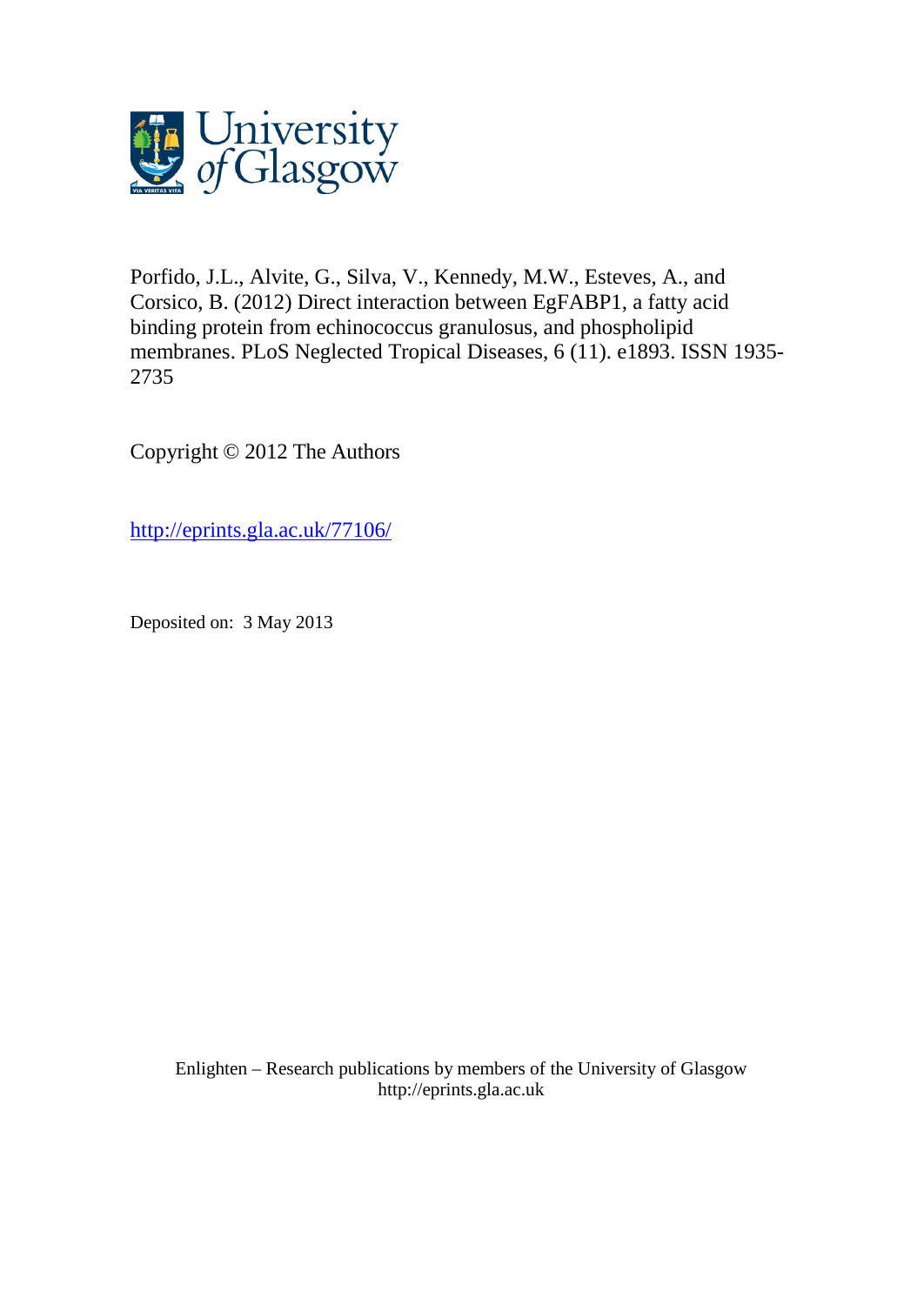Porfido, J.L., Alvite, G., Silva, V., Kennedy, M.W., Esteves, A., and Corsico, B. (2012) Direct interaction between EgFABP1, a fatty acid binding protein from echinococcus granulosus, and phospholipid membranes. PLoS Neglected Tropical Diseases, 6 (11). e1893. ISSN 1935-2735

Copyright © 2012 The Authors

http://eprints.gla.ac.uk/77106/

Deposited on: 3 May 2013

Enlighten – Research publications by members of the University of Glasgow
http://eprints.gla.ac.uk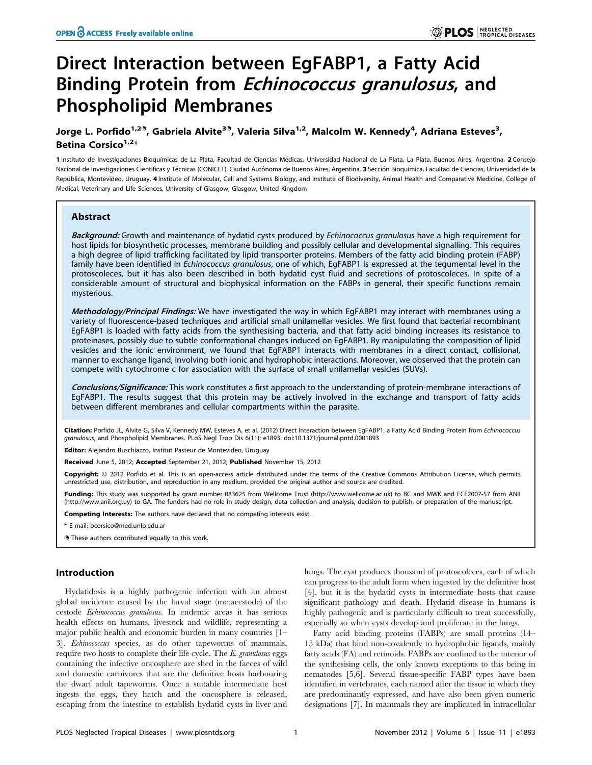# Direct Interaction between EgFABP1, a Fatty Acid Binding Protein from *Echinococcus granulosus*, and Phospholipid Membranes

Jorge L. Porfido[1,2], Gabriela Alvite[3], Valeria Silva[1,2], Malcolm W. Kennedy[4], Adriana Esteves[3], Betina Corsico[1,2]*

1 Instituto de Investigaciones Bioquímicas de La Plata, Facultad de Ciencias Médicas, Universidad Nacional de La Plata, La Plata, Buenos Aires, Argentina, 2 Consejo Nacional de Investigaciones Científicas y Técnicas (CONICET), Ciudad Autónoma de Buenos Aires, Argentina, 3 Sección Bioquímica, Facultad de Ciencias, Universidad de la República, Montevideo, Uruguay, 4 Institute of Molecular, Cell and Systems Biology, and Institute of Biodiversity, Animal Health and Comparative Medicine, College of Medical, Veterinary and Life Sciences, University of Glasgow, Glasgow, United Kingdom

## Abstract

***Background:*** Growth and maintenance of hydatid cysts produced by *Echinococcus granulosus* have a high requirement for host lipids for biosynthetic processes, membrane building and possibly cellular and developmental signalling. This requires a high degree of lipid trafficking facilitated by lipid transporter proteins. Members of the fatty acid binding protein (FABP) family have been identified in *Echinococcus granulosus*, one of which, EgFABP1 is expressed at the tegumental level in the protoscoleces, but it has also been described in both hydatid cyst fluid and secretions of protoscoleces. In spite of a considerable amount of structural and biophysical information on the FABPs in general, their specific functions remain mysterious.

***Methodology/Principal Findings:*** We have investigated the way in which EgFABP1 may interact with membranes using a variety of fluorescence-based techniques and artificial small unilamellar vesicles. We first found that bacterial recombinant EgFABP1 is loaded with fatty acids from the synthesising bacteria, and that fatty acid binding increases its resistance to proteinases, possibly due to subtle conformational changes induced on EgFABP1. By manipulating the composition of lipid vesicles and the ionic environment, we found that EgFABP1 interacts with membranes in a direct contact, collisional, manner to exchange ligand, involving both ionic and hydrophobic interactions. Moreover, we observed that the protein can compete with cytochrome c for association with the surface of small unilamellar vesicles (SUVs).

***Conclusions/Significance:*** This work constitutes a first approach to the understanding of protein-membrane interactions of EgFABP1. The results suggest that this protein may be actively involved in the exchange and transport of fatty acids between different membranes and cellular compartments within the parasite.

**Citation:** Porfido JL, Alvite G, Silva V, Kennedy MW, Esteves A, et al. (2012) Direct Interaction between EgFABP1, a Fatty Acid Binding Protein from *Echinococcus granulosus*, and Phospholipid Membranes. PLoS Negl Trop Dis 6(11): e1893. doi:10.1371/journal.pntd.0001893

**Editor:** Alejandro Buschiazzo, Institut Pasteur de Montevideo, Uruguay

**Received** June 5, 2012; **Accepted** September 21, 2012; **Published** November 15, 2012

**Copyright:** © 2012 Porfido et al. This is an open-access article distributed under the terms of the Creative Commons Attribution License, which permits unrestricted use, distribution, and reproduction in any medium, provided the original author and source are credited.

**Funding:** This study was supported by grant number 083625 from Wellcome Trust (http://www.wellcome.ac.uk) to BC and MWK and FCE2007-57 from ANII (http://www.anii.org.uy) to GA. The funders had no role in study design, data collection and analysis, decision to publish, or preparation of the manuscript.

**Competing Interests:** The authors have declared that no competing interests exist.

\* E-mail: bcorsico@med.unlp.edu.ar

These authors contributed equally to this work.

## Introduction

Hydatidosis is a highly pathogenic infection with an almost global incidence caused by the larval stage (metacestode) of the cestode *Echinococcus granulosus*. In endemic areas it has serious health effects on humans, livestock and wildlife, representing a major public health and economic burden in many countries [1–3]. *Echinococcus* species, as do other tapeworms of mammals, require two hosts to complete their life cycle. The *E. granulosus* eggs containing the infective oncosphere are shed in the faeces of wild and domestic carnivores that are the definitive hosts harbouring the dwarf adult tapeworms. Once a suitable intermediate host ingests the eggs, they hatch and the oncosphere is released, escaping from the intestine to establish hydatid cysts in liver and lungs. The cyst produces thousand of protoscoleces, each of which can progress to the adult form when ingested by the definitive host [4], but it is the hydatid cysts in intermediate hosts that cause significant pathology and death. Hydatid disease in humans is highly pathogenic and is particularly difficult to treat successfully, especially so when cysts develop and proliferate in the lungs.

Fatty acid binding proteins (FABPs) are small proteins (14–15 kDa) that bind non-covalently to hydrophobic ligands, mainly fatty acids (FA) and retinoids. FABPs are confined to the interior of the synthesising cells, the only known exceptions to this being in nematodes [5,6]. Several tissue-specific FABP types have been identified in vertebrates, each named after the tissue in which they are predominantly expressed, and have also been given numeric designations [7]. In mammals they are implicated in intracellular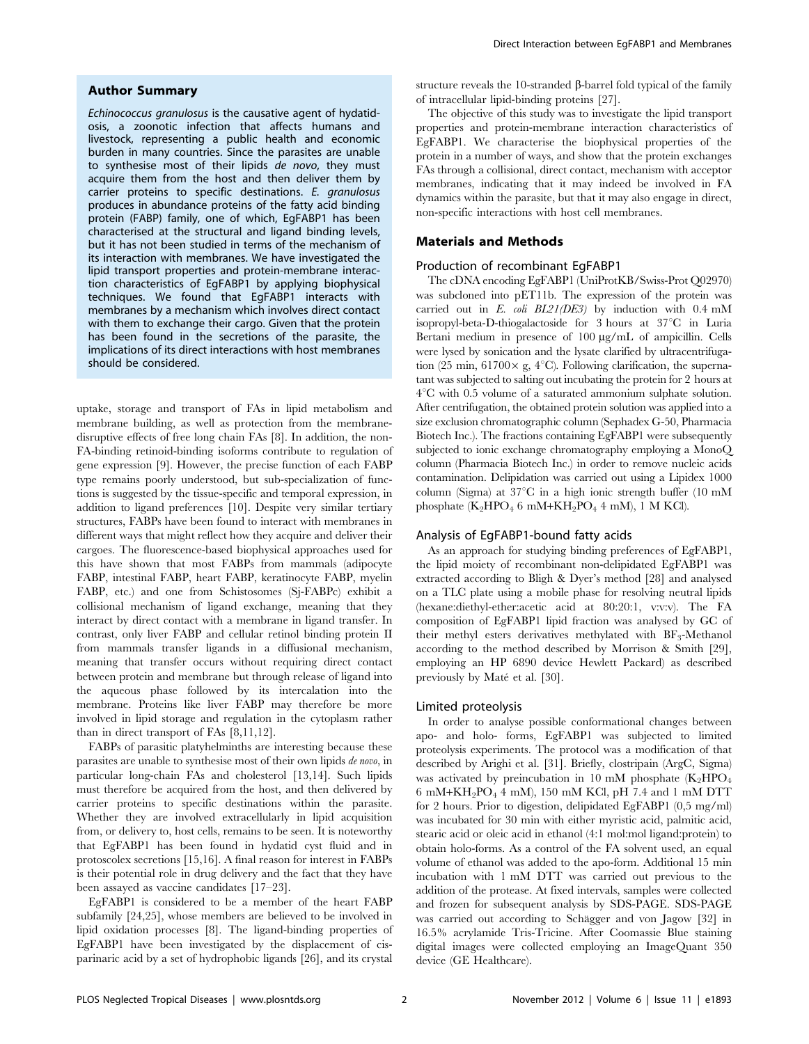## Author Summary

*Echinococcus granulosus* is the causative agent of hydatidosis, a zoonotic infection that affects humans and livestock, representing a public health and economic burden in many countries. Since the parasites are unable to synthesise most of their lipids *de novo*, they must acquire them from the host and then deliver them by carrier proteins to specific destinations. *E. granulosus* produces in abundance proteins of the fatty acid binding protein (FABP) family, one of which, EgFABP1 has been characterised at the structural and ligand binding levels, but it has not been studied in terms of the mechanism of its interaction with membranes. We have investigated the lipid transport properties and protein-membrane interaction characteristics of EgFABP1 by applying biophysical techniques. We found that EgFABP1 interacts with membranes by a mechanism which involves direct contact with them to exchange their cargo. Given that the protein has been found in the secretions of the parasite, the implications of its direct interactions with host membranes should be considered.

uptake, storage and transport of FAs in lipid metabolism and membrane building, as well as protection from the membrane-disruptive effects of free long chain FAs [8]. In addition, the non-FA-binding retinoid-binding isoforms contribute to regulation of gene expression [9]. However, the precise function of each FABP type remains poorly understood, but sub-specialization of functions is suggested by the tissue-specific and temporal expression, in addition to ligand preferences [10]. Despite very similar tertiary structures, FABPs have been found to interact with membranes in different ways that might reflect how they acquire and deliver their cargoes. The fluorescence-based biophysical approaches used for this have shown that most FABPs from mammals (adipocyte FABP, intestinal FABP, heart FABP, keratinocyte FABP, myelin FABP, etc.) and one from Schistosomes (Sj-FABPc) exhibit a collisional mechanism of ligand exchange, meaning that they interact by direct contact with a membrane in ligand transfer. In contrast, only liver FABP and cellular retinol binding protein II from mammals transfer ligands in a diffusional mechanism, meaning that transfer occurs without requiring direct contact between protein and membrane but through release of ligand into the aqueous phase followed by its intercalation into the membrane. Proteins like liver FABP may therefore be more involved in lipid storage and regulation in the cytoplasm rather than in direct transport of FAs [8,11,12].

FABPs of parasitic platyhelminths are interesting because these parasites are unable to synthesise most of their own lipids *de novo*, in particular long-chain FAs and cholesterol [13,14]. Such lipids must therefore be acquired from the host, and then delivered by carrier proteins to specific destinations within the parasite. Whether they are involved extracellularly in lipid acquisition from, or delivery to, host cells, remains to be seen. It is noteworthy that EgFABP1 has been found in hydatid cyst fluid and in protoscolex secretions [15,16]. A final reason for interest in FABPs is their potential role in drug delivery and the fact that they have been assayed as vaccine candidates [17–23].

EgFABP1 is considered to be a member of the heart FABP subfamily [24,25], whose members are believed to be involved in lipid oxidation processes [8]. The ligand-binding properties of EgFABP1 have been investigated by the displacement of cis-parinaric acid by a set of hydrophobic ligands [26], and its crystal structure reveals the 10-stranded β-barrel fold typical of the family of intracellular lipid-binding proteins [27].

The objective of this study was to investigate the lipid transport properties and protein-membrane interaction characteristics of EgFABP1. We characterise the biophysical properties of the protein in a number of ways, and show that the protein exchanges FAs through a collisional, direct contact, mechanism with acceptor membranes, indicating that it may indeed be involved in FA dynamics within the parasite, but that it may also engage in direct, non-specific interactions with host cell membranes.

## Materials and Methods

### Production of recombinant EgFABP1

The cDNA encoding EgFABP1 (UniProtKB/Swiss-Prot Q02970) was subcloned into pET11b. The expression of the protein was carried out in *E. coli BL21(DE3)* by induction with 0.4 mM isopropyl-beta-D-thiogalactoside for 3 hours at 37°C in Luria Bertani medium in presence of 100 µg/mL of ampicillin. Cells were lysed by sonication and the lysate clarified by ultracentrifugation (25 min, 61700× g, 4°C). Following clarification, the supernatant was subjected to salting out incubating the protein for 2 hours at 4°C with 0.5 volume of a saturated ammonium sulphate solution. After centrifugation, the obtained protein solution was applied into a size exclusion chromatographic column (Sephadex G-50, Pharmacia Biotech Inc.). The fractions containing EgFABP1 were subsequently subjected to ionic exchange chromatography employing a MonoQ column (Pharmacia Biotech Inc.) in order to remove nucleic acids contamination. Delipidation was carried out using a Lipidex 1000 column (Sigma) at 37°C in a high ionic strength buffer (10 mM phosphate ($K_2HPO_4$ 6 mM+$KH_2PO_4$ 4 mM), 1 M KCl).

### Analysis of EgFABP1-bound fatty acids

As an approach for studying binding preferences of EgFABP1, the lipid moiety of recombinant non-delipidated EgFABP1 was extracted according to Bligh & Dyer's method [28] and analysed on a TLC plate using a mobile phase for resolving neutral lipids (hexane:diethyl-ether:acetic acid at 80:20:1, v:v:v). The FA composition of EgFABP1 lipid fraction was analysed by GC of their methyl esters derivatives methylated with $BF_3$-Methanol according to the method described by Morrison & Smith [29], employing an HP 6890 device Hewlett Packard) as described previously by Maté et al. [30].

### Limited proteolysis

In order to analyse possible conformational changes between apo- and holo- forms, EgFABP1 was subjected to limited proteolysis experiments. The protocol was a modification of that described by Arighi et al. [31]. Briefly, clostripain (ArgC, Sigma) was activated by preincubation in 10 mM phosphate ($K_2HPO_4$ 6 mM+$KH_2PO_4$ 4 mM), 150 mM KCl, pH 7.4 and 1 mM DTT for 2 hours. Prior to digestion, delipidated EgFABP1 (0,5 mg/ml) was incubated for 30 min with either myristic acid, palmitic acid, stearic acid or oleic acid in ethanol (4:1 mol:mol ligand:protein) to obtain holo-forms. As a control of the FA solvent used, an equal volume of ethanol was added to the apo-form. Additional 15 min incubation with 1 mM DTT was carried out previous to the addition of the protease. At fixed intervals, samples were collected and frozen for subsequent analysis by SDS-PAGE. SDS-PAGE was carried out according to Schägger and von Jagow [32] in 16.5% acrylamide Tris-Tricine. After Coomassie Blue staining digital images were collected employing an ImageQuant 350 device (GE Healthcare).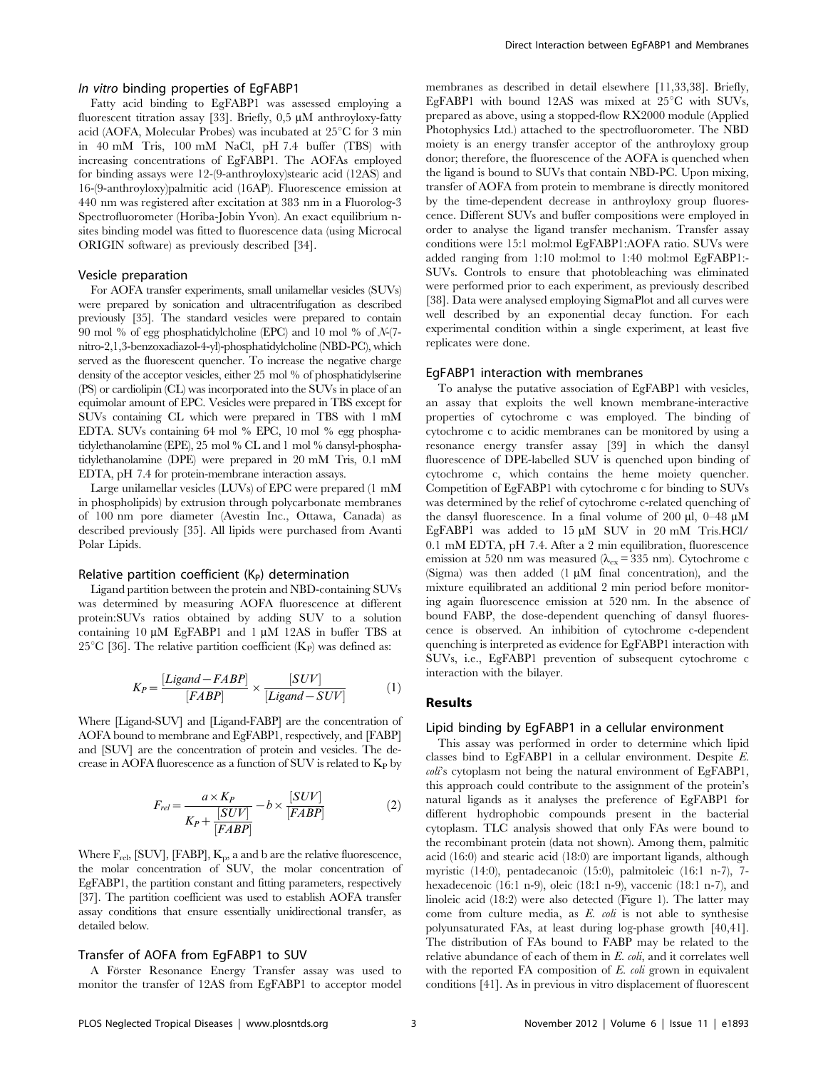### *In vitro* binding properties of EgFABP1

Fatty acid binding to EgFABP1 was assessed employing a fluorescent titration assay [33]. Briefly, 0,5 μM anthroyloxy-fatty acid (AOFA, Molecular Probes) was incubated at 25°C for 3 min in 40 mM Tris, 100 mM NaCl, pH 7.4 buffer (TBS) with increasing concentrations of EgFABP1. The AOFAs employed for binding assays were 12-(9-anthroyloxy)stearic acid (12AS) and 16-(9-anthroyloxy)palmitic acid (16AP). Fluorescence emission at 440 nm was registered after excitation at 383 nm in a Fluorolog-3 Spectrofluorometer (Horiba-Jobin Yvon). An exact equilibrium n-sites binding model was fitted to fluorescence data (using Microcal ORIGIN software) as previously described [34].

### Vesicle preparation

For AOFA transfer experiments, small unilamellar vesicles (SUVs) were prepared by sonication and ultracentrifugation as described previously [35]. The standard vesicles were prepared to contain 90 mol % of egg phosphatidylcholine (EPC) and 10 mol % of *N*-(7-nitro-2,1,3-benzoxadiazol-4-yl)-phosphatidylcholine (NBD-PC), which served as the fluorescent quencher. To increase the negative charge density of the acceptor vesicles, either 25 mol % of phosphatidylserine (PS) or cardiolipin (CL) was incorporated into the SUVs in place of an equimolar amount of EPC. Vesicles were prepared in TBS except for SUVs containing CL which were prepared in TBS with 1 mM EDTA. SUVs containing 64 mol % EPC, 10 mol % egg phosphatidylethanolamine (EPE), 25 mol % CL and 1 mol % dansyl-phosphatidylethanolamine (DPE) were prepared in 20 mM Tris, 0.1 mM EDTA, pH 7.4 for protein-membrane interaction assays.

Large unilamellar vesicles (LUVs) of EPC were prepared (1 mM in phospholipids) by extrusion through polycarbonate membranes of 100 nm pore diameter (Avestin Inc., Ottawa, Canada) as described previously [35]. All lipids were purchased from Avanti Polar Lipids.

### Relative partition coefficient ($K_P$) determination

Ligand partition between the protein and NBD-containing SUVs was determined by measuring AOFA fluorescence at different protein:SUVs ratios obtained by adding SUV to a solution containing 10 μM EgFABP1 and 1 μM 12AS in buffer TBS at 25°C [36]. The relative partition coefficient ($K_P$) was defined as:

$$K_P = \frac{[Ligand-FABP]}{[FABP]} \times \frac{[SUV]}{[Ligand-SUV]} \tag{1}$$

Where [Ligand-SUV] and [Ligand-FABP] are the concentration of AOFA bound to membrane and EgFABP1, respectively, and [FABP] and [SUV] are the concentration of protein and vesicles. The decrease in AOFA fluorescence as a function of SUV is related to $K_P$ by

$$F_{rel} = \frac{a \times K_P}{K_P + \frac{[SUV]}{[FABP]}} - b \times \frac{[SUV]}{[FABP]} \tag{2}$$

Where $F_{rel}$, [SUV], [FABP], $K_p$, a and b are the relative fluorescence, the molar concentration of SUV, the molar concentration of EgFABP1, the partition constant and fitting parameters, respectively [37]. The partition coefficient was used to establish AOFA transfer assay conditions that ensure essentially unidirectional transfer, as detailed below.

### Transfer of AOFA from EgFABP1 to SUV

A Förster Resonance Energy Transfer assay was used to monitor the transfer of 12AS from EgFABP1 to acceptor model membranes as described in detail elsewhere [11,33,38]. Briefly, EgFABP1 with bound 12AS was mixed at 25°C with SUVs, prepared as above, using a stopped-flow RX2000 module (Applied Photophysics Ltd.) attached to the spectrofluorometer. The NBD moiety is an energy transfer acceptor of the anthroyloxy group donor; therefore, the fluorescence of the AOFA is quenched when the ligand is bound to SUVs that contain NBD-PC. Upon mixing, transfer of AOFA from protein to membrane is directly monitored by the time-dependent decrease in anthroyloxy group fluorescence. Different SUVs and buffer compositions were employed in order to analyse the ligand transfer mechanism. Transfer assay conditions were 15:1 mol:mol EgFABP1:AOFA ratio. SUVs were added ranging from 1:10 mol:mol to 1:40 mol:mol EgFABP1:-SUVs. Controls to ensure that photobleaching was eliminated were performed prior to each experiment, as previously described [38]. Data were analysed employing SigmaPlot and all curves were well described by an exponential decay function. For each experimental condition within a single experiment, at least five replicates were done.

### EgFABP1 interaction with membranes

To analyse the putative association of EgFABP1 with vesicles, an assay that exploits the well known membrane-interactive properties of cytochrome c was employed. The binding of cytochrome c to acidic membranes can be monitored by using a resonance energy transfer assay [39] in which the dansyl fluorescence of DPE-labelled SUV is quenched upon binding of cytochrome c, which contains the heme moiety quencher. Competition of EgFABP1 with cytochrome c for binding to SUVs was determined by the relief of cytochrome c-related quenching of the dansyl fluorescence. In a final volume of 200 μl, 0–48 μM EgFABP1 was added to 15 μM SUV in 20 mM Tris.HCl/ 0.1 mM EDTA, pH 7.4. After a 2 min equilibration, fluorescence emission at 520 nm was measured ($\lambda_{ex}$ = 335 nm). Cytochrome c (Sigma) was then added (1 μM final concentration), and the mixture equilibrated an additional 2 min period before monitoring again fluorescence emission at 520 nm. In the absence of bound FABP, the dose-dependent quenching of dansyl fluorescence is observed. An inhibition of cytochrome c-dependent quenching is interpreted as evidence for EgFABP1 interaction with SUVs, i.e., EgFABP1 prevention of subsequent cytochrome c interaction with the bilayer.

## Results

### Lipid binding by EgFABP1 in a cellular environment

This assay was performed in order to determine which lipid classes bind to EgFABP1 in a cellular environment. Despite *E. coli*'s cytoplasm not being the natural environment of EgFABP1, this approach could contribute to the assignment of the protein's natural ligands as it analyses the preference of EgFABP1 for different hydrophobic compounds present in the bacterial cytoplasm. TLC analysis showed that only FAs were bound to the recombinant protein (data not shown). Among them, palmitic acid (16:0) and stearic acid (18:0) are important ligands, although myristic (14:0), pentadecanoic (15:0), palmitoleic (16:1 n-7), 7-hexadecenoic (16:1 n-9), oleic (18:1 n-9), vaccenic (18:1 n-7), and linoleic acid (18:2) were also detected (Figure 1). The latter may come from culture media, as *E. coli* is not able to synthesise polyunsaturated FAs, at least during log-phase growth [40,41]. The distribution of FAs bound to FABP may be related to the relative abundance of each of them in *E. coli*, and it correlates well with the reported FA composition of *E. coli* grown in equivalent conditions [41]. As in previous in vitro displacement of fluorescent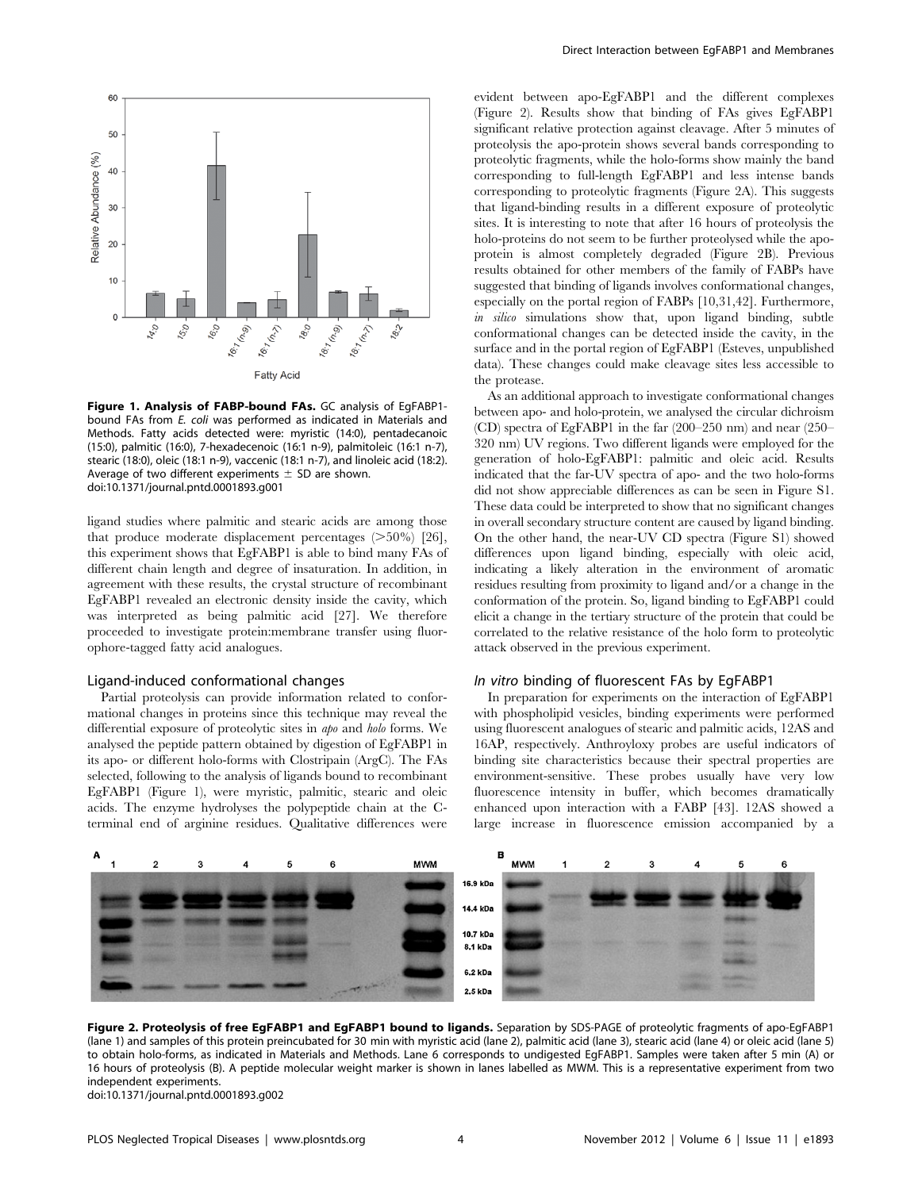**Figure 1. Analysis of FABP-bound FAs.** GC analysis of EgFABP1-bound FAs from *E. coli* was performed as indicated in Materials and Methods. Fatty acids detected were: myristic (14:0), pentadecanoic (15:0), palmitic (16:0), 7-hexadecenoic (16:1 n-9), palmitoleic (16:1 n-7), stearic (18:0), oleic (18:1 n-9), vaccenic (18:1 n-7), and linoleic acid (18:2). Average of two different experiments ± SD are shown.
doi:10.1371/journal.pntd.0001893.g001

ligand studies where palmitic and stearic acids are among those that produce moderate displacement percentages (>50%) [26], this experiment shows that EgFABP1 is able to bind many FAs of different chain length and degree of insaturation. In addition, in agreement with these results, the crystal structure of recombinant EgFABP1 revealed an electronic density inside the cavity, which was interpreted as being palmitic acid [27]. We therefore proceeded to investigate protein:membrane transfer using fluorophore-tagged fatty acid analogues.

### Ligand-induced conformational changes

Partial proteolysis can provide information related to conformational changes in proteins since this technique may reveal the differential exposure of proteolytic sites in *apo* and *holo* forms. We analysed the peptide pattern obtained by digestion of EgFABP1 in its apo- or different holo-forms with Clostripain (ArgC). The FAs selected, following to the analysis of ligands bound to recombinant EgFABP1 (Figure 1), were myristic, palmitic, stearic and oleic acids. The enzyme hydrolyses the polypeptide chain at the C-terminal end of arginine residues. Qualitative differences were evident between apo-EgFABP1 and the different complexes (Figure 2). Results show that binding of FAs gives EgFABP1 significant relative protection against cleavage. After 5 minutes of proteolysis the apo-protein shows several bands corresponding to proteolytic fragments, while the holo-forms show mainly the band corresponding to full-length EgFABP1 and less intense bands corresponding to proteolytic fragments (Figure 2A). This suggests that ligand-binding results in a different exposure of proteolytic sites. It is interesting to note that after 16 hours of proteolysis the holo-proteins do not seem to be further proteolysed while the apo-protein is almost completely degraded (Figure 2B). Previous results obtained for other members of the family of FABPs have suggested that binding of ligands involves conformational changes, especially on the portal region of FABPs [10,31,42]. Furthermore, *in silico* simulations show that, upon ligand binding, subtle conformational changes can be detected inside the cavity, in the surface and in the portal region of EgFABP1 (Esteves, unpublished data). These changes could make cleavage sites less accessible to the protease.

As an additional approach to investigate conformational changes between apo- and holo-protein, we analysed the circular dichroism (CD) spectra of EgFABP1 in the far (200–250 nm) and near (250–320 nm) UV regions. Two different ligands were employed for the generation of holo-EgFABP1: palmitic and oleic acid. Results indicated that the far-UV spectra of apo- and the two holo-forms did not show appreciable differences as can be seen in Figure S1. These data could be interpreted to show that no significant changes in overall secondary structure content are caused by ligand binding. On the other hand, the near-UV CD spectra (Figure S1) showed differences upon ligand binding, especially with oleic acid, indicating a likely alteration in the environment of aromatic residues resulting from proximity to ligand and/or a change in the conformation of the protein. So, ligand binding to EgFABP1 could elicit a change in the tertiary structure of the protein that could be correlated to the relative resistance of the holo form to proteolytic attack observed in the previous experiment.

### *In vitro* binding of fluorescent FAs by EgFABP1

In preparation for experiments on the interaction of EgFABP1 with phospholipid vesicles, binding experiments were performed using fluorescent analogues of stearic and palmitic acids, 12AS and 16AP, respectively. Anthroyloxy probes are useful indicators of binding site characteristics because their spectral properties are environment-sensitive. These probes usually have very low fluorescence intensity in buffer, which becomes dramatically enhanced upon interaction with a FABP [43]. 12AS showed a large increase in fluorescence emission accompanied by a

**Figure 2. Proteolysis of free EgFABP1 and EgFABP1 bound to ligands.** Separation by SDS-PAGE of proteolytic fragments of apo-EgFABP1 (lane 1) and samples of this protein preincubated for 30 min with myristic acid (lane 2), palmitic acid (lane 3), stearic acid (lane 4) or oleic acid (lane 5) to obtain holo-forms, as indicated in Materials and Methods. Lane 6 corresponds to undigested EgFABP1. Samples were taken after 5 min (A) or 16 hours of proteolysis (B). A peptide molecular weight marker is shown in lanes labelled as MWM. This is a representative experiment from two independent experiments.
doi:10.1371/journal.pntd.0001893.g002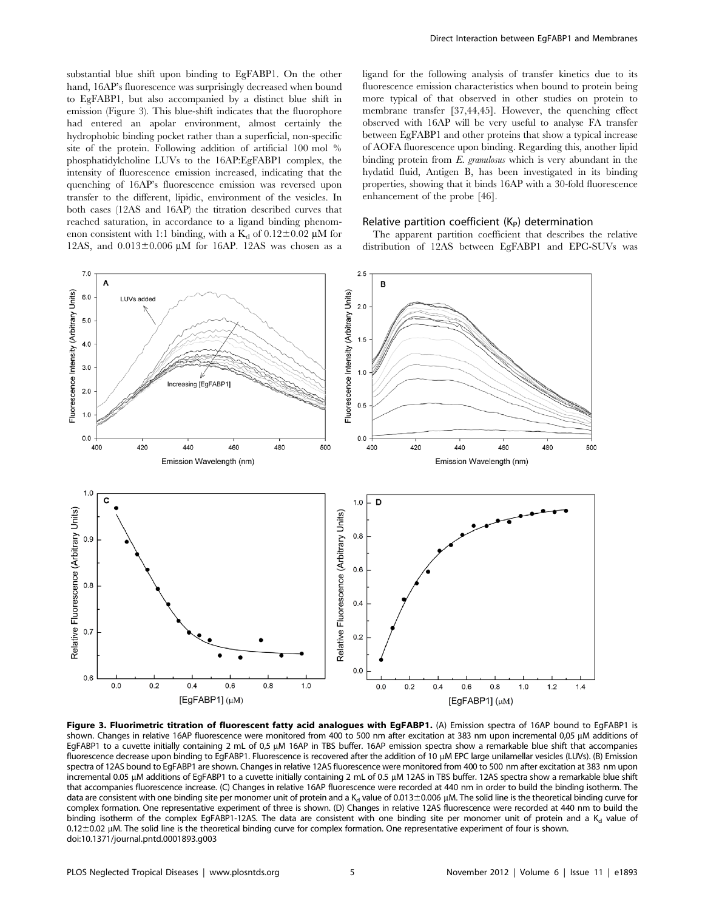substantial blue shift upon binding to EgFABP1. On the other hand, 16AP's fluorescence was surprisingly decreased when bound to EgFABP1, but also accompanied by a distinct blue shift in emission (Figure 3). This blue-shift indicates that the fluorophore had entered an apolar environment, almost certainly the hydrophobic binding pocket rather than a superficial, non-specific site of the protein. Following addition of artificial 100 mol % phosphatidylcholine LUVs to the 16AP:EgFABP1 complex, the intensity of fluorescence emission increased, indicating that the quenching of 16AP's fluorescence emission was reversed upon transfer to the different, lipidic, environment of the vesicles. In both cases (12AS and 16AP) the titration described curves that reached saturation, in accordance to a ligand binding phenomenon consistent with 1:1 binding, with a $K_d$ of $0.12 \pm 0.02$ µM for 12AS, and $0.013 \pm 0.006$ µM for 16AP. 12AS was chosen as a ligand for the following analysis of transfer kinetics due to its fluorescence emission characteristics when bound to protein being more typical of that observed in other studies on protein to membrane transfer [37,44,45]. However, the quenching effect observed with 16AP will be very useful to analyse FA transfer between EgFABP1 and other proteins that show a typical increase of AOFA fluorescence upon binding. Regarding this, another lipid binding protein from *E. granulosus* which is very abundant in the hydatid fluid, Antigen B, has been investigated in its binding properties, showing that it binds 16AP with a 30-fold fluorescence enhancement of the probe [46].

### Relative partition coefficient ($K_P$) determination

The apparent partition coefficient that describes the relative distribution of 12AS between EgFABP1 and EPC-SUVs was

**Figure 3. Fluorimetric titration of fluorescent fatty acid analogues with EgFABP1.** (A) Emission spectra of 16AP bound to EgFABP1 is shown. Changes in relative 16AP fluorescence were monitored from 400 to 500 nm after excitation at 383 nm upon incremental 0,05 µM additions of EgFABP1 to a cuvette initially containing 2 mL of 0,5 µM 16AP in TBS buffer. 16AP emission spectra show a remarkable blue shift that accompanies fluorescence decrease upon binding to EgFABP1. Fluorescence is recovered after the addition of 10 µM EPC large unilamellar vesicles (LUVs). (B) Emission spectra of 12AS bound to EgFABP1 are shown. Changes in relative 12AS fluorescence were monitored from 400 to 500 nm after excitation at 383 nm upon incremental 0.05 µM additions of EgFABP1 to a cuvette initially containing 2 mL of 0.5 µM 12AS in TBS buffer. 12AS spectra show a remarkable blue shift that accompanies fluorescence increase. (C) Changes in relative 16AP fluorescence were recorded at 440 nm in order to build the binding isotherm. The data are consistent with one binding site per monomer unit of protein and a $K_d$ value of $0.013 \pm 0.006$ µM. The solid line is the theoretical binding curve for complex formation. One representative experiment of three is shown. (D) Changes in relative 12AS fluorescence were recorded at 440 nm to build the binding isotherm of the complex EgFABP1-12AS. The data are consistent with one binding site per monomer unit of protein and a $K_d$ value of $0.12 \pm 0.02$ µM. The solid line is the theoretical binding curve for complex formation. One representative experiment of four is shown.
doi:10.1371/journal.pntd.0001893.g003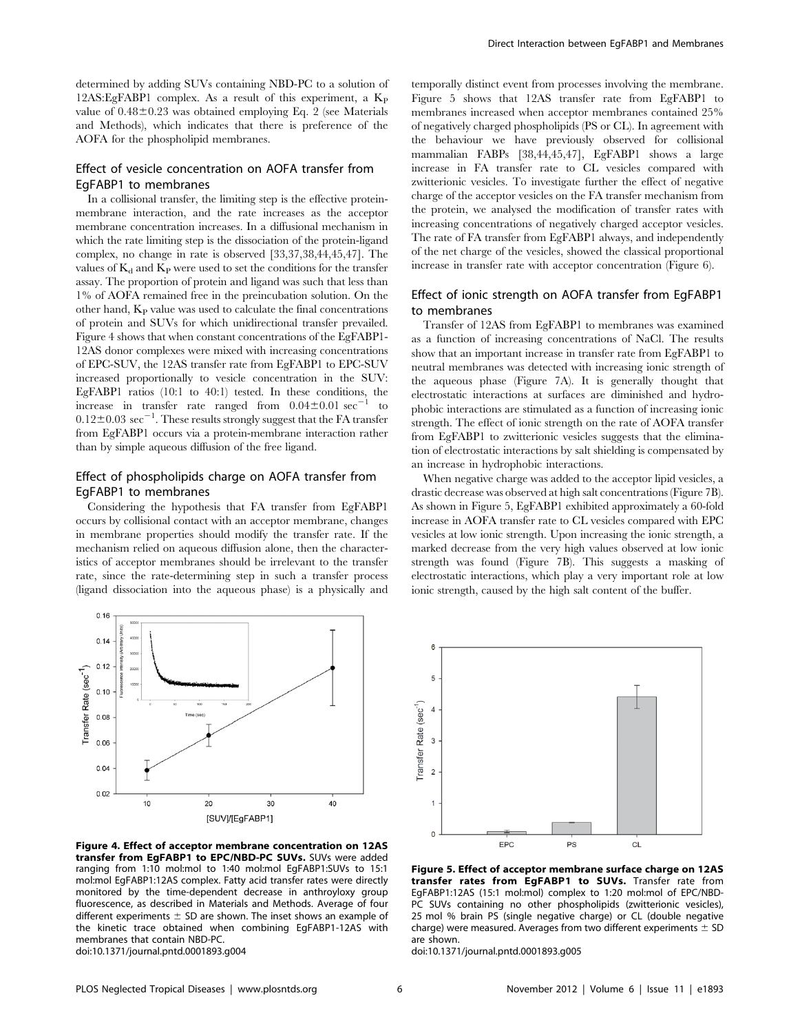determined by adding SUVs containing NBD-PC to a solution of 12AS:EgFABP1 complex. As a result of this experiment, a $K_P$ value of $0.48 \pm 0.23$ was obtained employing Eq. 2 (see Materials and Methods), which indicates that there is preference of the AOFA for the phospholipid membranes.

### Effect of vesicle concentration on AOFA transfer from EgFABP1 to membranes

In a collisional transfer, the limiting step is the effective protein-membrane interaction, and the rate increases as the acceptor membrane concentration increases. In a diffusional mechanism in which the rate limiting step is the dissociation of the protein-ligand complex, no change in rate is observed [33,37,38,44,45,47]. The values of $K_d$ and $K_P$ were used to set the conditions for the transfer assay. The proportion of protein and ligand was such that less than 1% of AOFA remained free in the preincubation solution. On the other hand, $K_P$ value was used to calculate the final concentrations of protein and SUVs for which unidirectional transfer prevailed. Figure 4 shows that when constant concentrations of the EgFABP1-12AS donor complexes were mixed with increasing concentrations of EPC-SUV, the 12AS transfer rate from EgFABP1 to EPC-SUV increased proportionally to vesicle concentration in the SUV: EgFABP1 ratios (10:1 to 40:1) tested. In these conditions, the increase in transfer rate ranged from $0.04 \pm 0.01$ $sec^{-1}$ to $0.12 \pm 0.03$ $sec^{-1}$. These results strongly suggest that the FA transfer from EgFABP1 occurs via a protein-membrane interaction rather than by simple aqueous diffusion of the free ligand.

### Effect of phospholipids charge on AOFA transfer from EgFABP1 to membranes

Considering the hypothesis that FA transfer from EgFABP1 occurs by collisional contact with an acceptor membrane, changes in membrane properties should modify the transfer rate. If the mechanism relied on aqueous diffusion alone, then the characteristics of acceptor membranes should be irrelevant to the transfer rate, since the rate-determining step in such a transfer process (ligand dissociation into the aqueous phase) is a physically and temporally distinct event from processes involving the membrane. Figure 5 shows that 12AS transfer rate from EgFABP1 to membranes increased when acceptor membranes contained 25% of negatively charged phospholipids (PS or CL). In agreement with the behaviour we have previously observed for collisional mammalian FABPs [38,44,45,47], EgFABP1 shows a large increase in FA transfer rate to CL vesicles compared with zwitterionic vesicles. To investigate further the effect of negative charge of the acceptor vesicles on the FA transfer mechanism from the protein, we analysed the modification of transfer rates with increasing concentrations of negatively charged acceptor vesicles. The rate of FA transfer from EgFABP1 always, and independently of the net charge of the vesicles, showed the classical proportional increase in transfer rate with acceptor concentration (Figure 6).

### Effect of ionic strength on AOFA transfer from EgFABP1 to membranes

Transfer of 12AS from EgFABP1 to membranes was examined as a function of increasing concentrations of NaCl. The results show that an important increase in transfer rate from EgFABP1 to neutral membranes was detected with increasing ionic strength of the aqueous phase (Figure 7A). It is generally thought that electrostatic interactions at surfaces are diminished and hydrophobic interactions are stimulated as a function of increasing ionic strength. The effect of ionic strength on the rate of AOFA transfer from EgFABP1 to zwitterionic vesicles suggests that the elimination of electrostatic interactions by salt shielding is compensated by an increase in hydrophobic interactions.

When negative charge was added to the acceptor lipid vesicles, a drastic decrease was observed at high salt concentrations (Figure 7B). As shown in Figure 5, EgFABP1 exhibited approximately a 60-fold increase in AOFA transfer rate to CL vesicles compared with EPC vesicles at low ionic strength. Upon increasing the ionic strength, a marked decrease from the very high values observed at low ionic strength was found (Figure 7B). This suggests a masking of electrostatic interactions, which play a very important role at low ionic strength, caused by the high salt content of the buffer.

**Figure 4. Effect of acceptor membrane concentration on 12AS transfer from EgFABP1 to EPC/NBD-PC SUVs.** SUVs were added ranging from 1:10 mol:mol to 1:40 mol:mol EgFABP1:SUVs to 15:1 mol:mol EgFABP1:12AS complex. Fatty acid transfer rates were directly monitored by the time-dependent decrease in anthroyloxy group fluorescence, as described in Materials and Methods. Average of four different experiments ± SD are shown. The inset shows an example of the kinetic trace obtained when combining EgFABP1-12AS with membranes that contain NBD-PC.
doi:10.1371/journal.pntd.0001893.g004

**Figure 5. Effect of acceptor membrane surface charge on 12AS transfer rates from EgFABP1 to SUVs.** Transfer rate from EgFABP1:12AS (15:1 mol:mol) complex to 1:20 mol:mol of EPC/NBD-PC SUVs containing no other phospholipids (zwitterionic vesicles), 25 mol % brain PS (single negative charge) or CL (double negative charge) were measured. Averages from two different experiments ± SD are shown.
doi:10.1371/journal.pntd.0001893.g005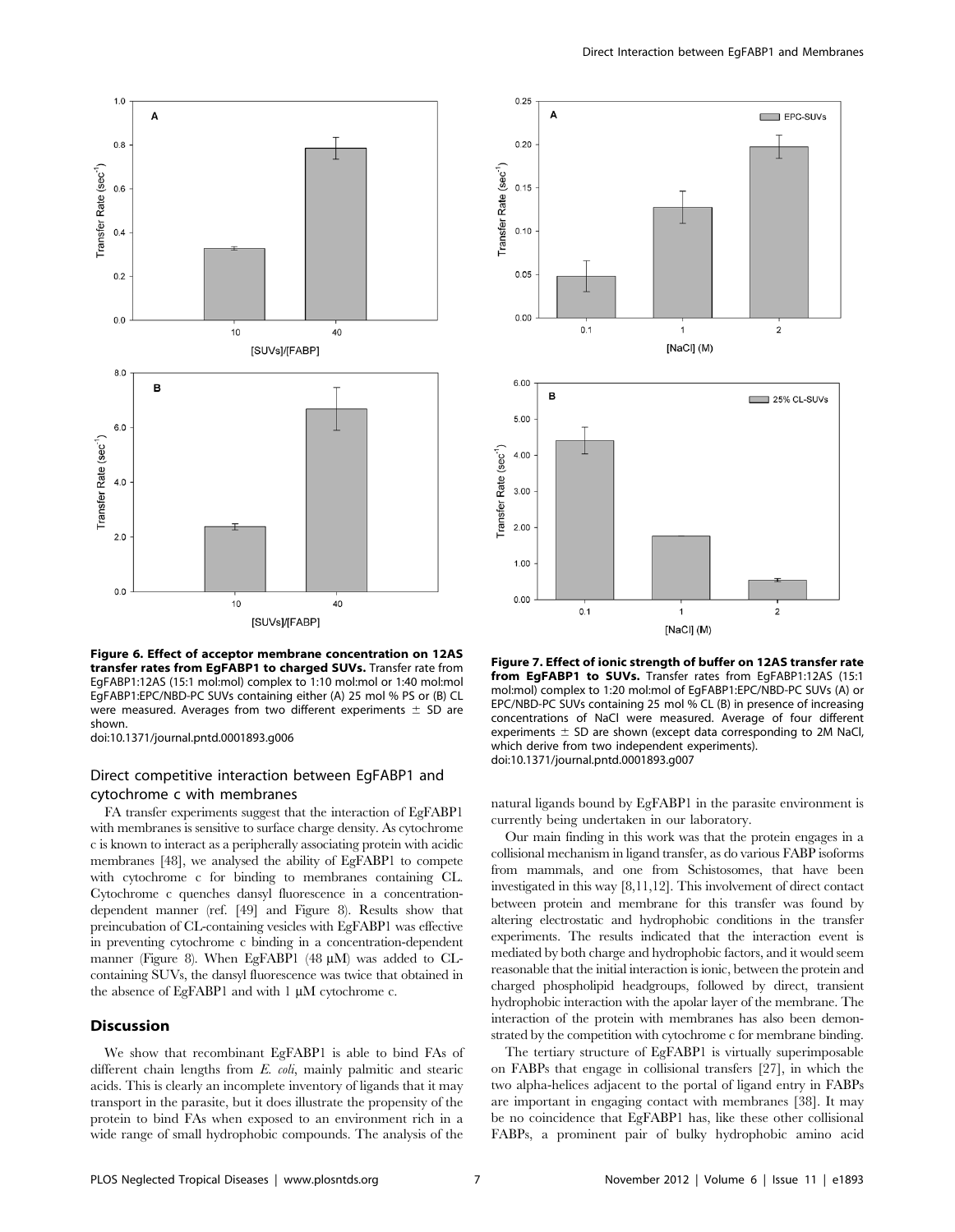**Figure 6. Effect of acceptor membrane concentration on 12AS transfer rates from EgFABP1 to charged SUVs.** Transfer rate from EgFABP1:12AS (15:1 mol:mol) complex to 1:10 mol:mol or 1:40 mol:mol EgFABP1:EPC/NBD-PC SUVs containing either (A) 25 mol % PS or (B) CL were measured. Averages from two different experiments ± SD are shown.
doi:10.1371/journal.pntd.0001893.g006

**Figure 7. Effect of ionic strength of buffer on 12AS transfer rate from EgFABP1 to SUVs.** Transfer rates from EgFABP1:12AS (15:1 mol:mol) complex to 1:20 mol:mol of EgFABP1:EPC/NBD-PC SUVs (A) or EPC/NBD-PC SUVs containing 25 mol % CL (B) in presence of increasing concentrations of NaCl were measured. Average of four different experiments ± SD are shown (except data corresponding to 2M NaCl, which derive from two independent experiments).
doi:10.1371/journal.pntd.0001893.g007

### Direct competitive interaction between EgFABP1 and cytochrome c with membranes

FA transfer experiments suggest that the interaction of EgFABP1 with membranes is sensitive to surface charge density. As cytochrome c is known to interact as a peripherally associating protein with acidic membranes [48], we analysed the ability of EgFABP1 to compete with cytochrome c for binding to membranes containing CL. Cytochrome c quenches dansyl fluorescence in a concentration-dependent manner (ref. [49] and Figure 8). Results show that preincubation of CL-containing vesicles with EgFABP1 was effective in preventing cytochrome c binding in a concentration-dependent manner (Figure 8). When EgFABP1 (48 μM) was added to CL-containing SUVs, the dansyl fluorescence was twice that obtained in the absence of EgFABP1 and with 1 μM cytochrome c.

## Discussion

We show that recombinant EgFABP1 is able to bind FAs of different chain lengths from *E. coli*, mainly palmitic and stearic acids. This is clearly an incomplete inventory of ligands that it may transport in the parasite, but it does illustrate the propensity of the protein to bind FAs when exposed to an environment rich in a wide range of small hydrophobic compounds. The analysis of the natural ligands bound by EgFABP1 in the parasite environment is currently being undertaken in our laboratory.

Our main finding in this work was that the protein engages in a collisional mechanism in ligand transfer, as do various FABP isoforms from mammals, and one from Schistosomes, that have been investigated in this way [8,11,12]. This involvement of direct contact between protein and membrane for this transfer was found by altering electrostatic and hydrophobic conditions in the transfer experiments. The results indicated that the interaction event is mediated by both charge and hydrophobic factors, and it would seem reasonable that the initial interaction is ionic, between the protein and charged phospholipid headgroups, followed by direct, transient hydrophobic interaction with the apolar layer of the membrane. The interaction of the protein with membranes has also been demonstrated by the competition with cytochrome c for membrane binding.

The tertiary structure of EgFABP1 is virtually superimposable on FABPs that engage in collisional transfers [27], in which the two alpha-helices adjacent to the portal of ligand entry in FABPs are important in engaging contact with membranes [38]. It may be no coincidence that EgFABP1 has, like these other collisional FABPs, a prominent pair of bulky hydrophobic amino acid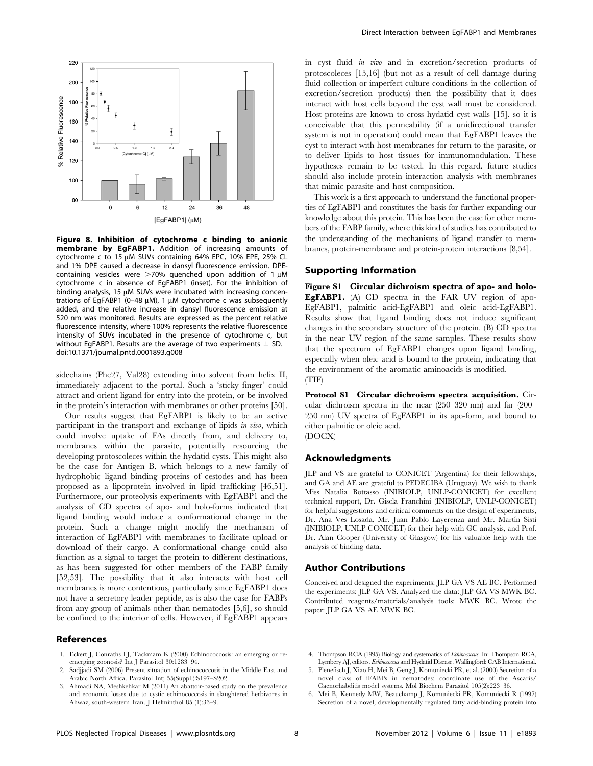Figure 8. Inhibition of cytochrome c binding to anionic membrane by EgFABP1. Addition of increasing amounts of cytochrome c to 15 μM SUVs containing 64% EPC, 10% EPE, 25% CL and 1% DPE caused a decrease in dansyl fluorescence emission. DPE-containing vesicles were >70% quenched upon addition of 1 μM cytochrome c in absence of EgFABP1 (inset). For the inhibition of binding analysis, 15 μM SUVs were incubated with increasing concentrations of EgFABP1 (0–48 μM), 1 μM cytochrome c was subsequently added, and the relative increase in dansyl fluorescence emission at 520 nm was monitored. Results are expressed as the percent relative fluorescence intensity, where 100% represents the relative fluorescence intensity of SUVs incubated in the presence of cytochrome c, but without EgFABP1. Results are the average of two experiments ± SD.
doi:10.1371/journal.pntd.0001893.g008

sidechains (Phe27, Val28) extending into solvent from helix II, immediately adjacent to the portal. Such a 'sticky finger' could attract and orient ligand for entry into the protein, or be involved in the protein's interaction with membranes or other proteins [50].

Our results suggest that EgFABP1 is likely to be an active participant in the transport and exchange of lipids *in vivo*, which could involve uptake of FAs directly from, and delivery to, membranes within the parasite, potentially resourcing the developing protoscoleces within the hydatid cysts. This might also be the case for Antigen B, which belongs to a new family of hydrophobic ligand binding proteins of cestodes and has been proposed as a lipoprotein involved in lipid trafficking [46,51]. Furthermore, our proteolysis experiments with EgFABP1 and the analysis of CD spectra of apo- and holo-forms indicated that ligand binding would induce a conformational change in the protein. Such a change might modify the mechanism of interaction of EgFABP1 with membranes to facilitate upload or download of their cargo. A conformational change could also function as a signal to target the protein to different destinations, as has been suggested for other members of the FABP family [52,53]. The possibility that it also interacts with host cell membranes is more contentious, particularly since EgFABP1 does not have a secretory leader peptide, as is also the case for FABPs from any group of animals other than nematodes [5,6], so should be confined to the interior of cells. However, if EgFABP1 appears in cyst fluid *in vivo* and in excretion/secretion products of protoscoleces [15,16] (but not as a result of cell damage during fluid collection or imperfect culture conditions in the collection of excretion/secretion products) then the possibility that it does interact with host cells beyond the cyst wall must be considered. Host proteins are known to cross hydatid cyst walls [15], so it is conceivable that this permeability (if a unidirectional transfer system is not in operation) could mean that EgFABP1 leaves the cyst to interact with host membranes for return to the parasite, or to deliver lipids to host tissues for immunomodulation. These hypotheses remain to be tested. In this regard, future studies should also include protein interaction analysis with membranes that mimic parasite and host composition.

This work is a first approach to understand the functional properties of EgFABP1 and constitutes the basis for further expanding our knowledge about this protein. This has been the case for other members of the FABP family, where this kind of studies has contributed to the understanding of the mechanisms of ligand transfer to membranes, protein-membrane and protein-protein interactions [8,54].

## Supporting Information

**Figure S1 Circular dichroism spectra of apo- and holo-EgFABP1.** (A) CD spectra in the FAR UV region of apo-EgFABP1, palmitic acid-EgFABP1 and oleic acid-EgFABP1. Results show that ligand binding does not induce significant changes in the secondary structure of the protein. (B) CD spectra in the near UV region of the same samples. These results show that the spectrum of EgFABP1 changes upon ligand binding, especially when oleic acid is bound to the protein, indicating that the environment of the aromatic aminoacids is modified.
(TIF)

**Protocol S1 Circular dichroism spectra acquisition.** Circular dichroism spectra in the near (250–320 nm) and far (200–250 nm) UV spectra of EgFABP1 in its apo-form, and bound to either palmitic or oleic acid.
(DOCX)

## Acknowledgments

JLP and VS are grateful to CONICET (Argentina) for their fellowships, and GA and AE are grateful to PEDECIBA (Uruguay). We wish to thank Miss Natalia Bottasso (INIBIOLP, UNLP-CONICET) for excellent technical support, Dr. Gisela Franchini (INIBIOLP, UNLP-CONICET) for helpful suggestions and critical comments on the design of experiments, Dr. Ana Ves Losada, Mr. Juan Pablo Layerenza and Mr. Martín Sisti (INIBIOLP, UNLP-CONICET) for their help with GC analysis, and Prof. Dr. Alan Cooper (University of Glasgow) for his valuable help with the analysis of binding data.

## Author Contributions

Conceived and designed the experiments: JLP GA VS AE BC. Performed the experiments: JLP GA VS. Analyzed the data: JLP GA VS MWK BC. Contributed reagents/materials/analysis tools: MWK BC. Wrote the paper: JLP GA VS AE MWK BC.

## References

1. Eckert J, Conraths FJ, Tackmann K (2000) Echinococcosis: an emerging or re-emerging zoonosis? Int J Parasitol 30:1283–94.
2. Sadjjadi SM (2006) Present situation of echinococcosis in the Middle East and Arabic North Africa. Parasitol Int; 55(Suppl.):S197–S202.
3. Ahmadi NA, Meshkehkar M (2011) An abattoir-based study on the prevalence and economic losses due to cystic echinococcosis in slaughtered herbivores in Ahwaz, south-western Iran. J Helminthol 85 (1):33–9.
4. Thompson RCA (1995) Biology and systematics of *Echinococcus*. In: Thompson RCA, Lymbery AJ, editors. *Echinococcus* and Hydatid Disease. Wallingford: CAB International.
5. Plenefisch J, Xiao H, Mei B, Geng J, Komuniecki PR, et al. (2000) Secretion of a novel class of iFABPs in nematodes: coordinate use of the Ascaris/Caenorhabditis model systems. Mol Biochem Parasitol 105(2):223–36.
6. Mei B, Kennedy MW, Beauchamp J, Komuniecki PR, Komuniecki R (1997) Secretion of a novel, developmentally regulated fatty acid-binding protein into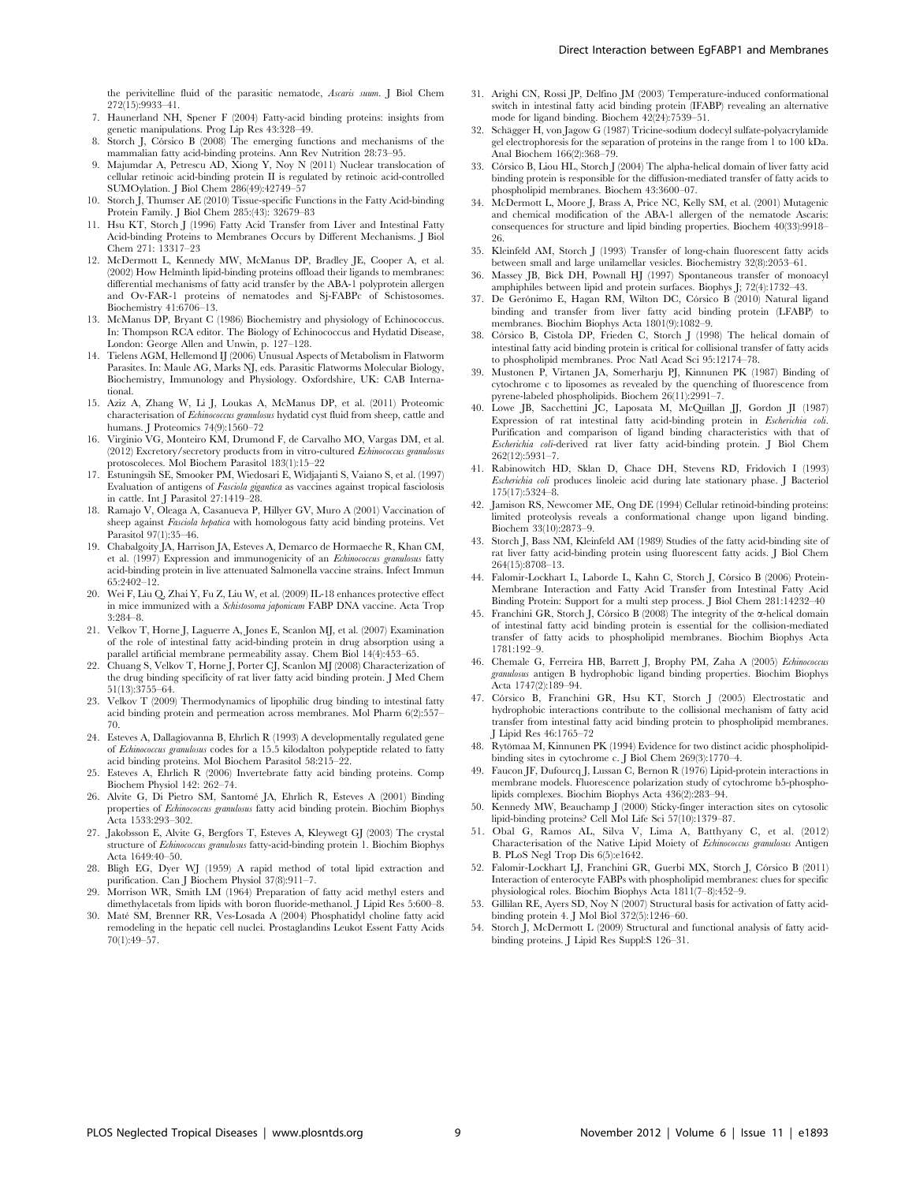the perivitelline fluid of the parasitic nematode, *Ascaris suum*. J Biol Chem 272(15):9933–41.

7. Haunerland NH, Spener F (2004) Fatty-acid binding proteins: insights from genetic manipulations. Prog Lip Res 43:328–49.
8. Storch J, Córsico B (2008) The emerging functions and mechanisms of the mammalian fatty acid-binding proteins. Ann Rev Nutrition 28:73–95.
9. Majumdar A, Petrescu AD, Xiong Y, Noy N (2011) Nuclear translocation of cellular retinoic acid-binding protein II is regulated by retinoic acid-controlled SUMOylation. J Biol Chem 286(49):42749–57
10. Storch J, Thumser AE (2010) Tissue-specific Functions in the Fatty Acid-binding Protein Family. J Biol Chem 285:(43): 32679–83
11. Hsu KT, Storch J (1996) Fatty Acid Transfer from Liver and Intestinal Fatty Acid-binding Proteins to Membranes Occurs by Different Mechanisms. J Biol Chem 271: 13317–23
12. McDermott L, Kennedy MW, McManus DP, Bradley JE, Cooper A, et al. (2002) How Helminth lipid-binding proteins offload their ligands to membranes: differential mechanisms of fatty acid transfer by the ABA-1 polyprotein allergen and Ov-FAR-1 proteins of nematodes and Sj-FABPc of Schistosomes. Biochemistry 41:6706–13.
13. McManus DP, Bryant C (1986) Biochemistry and physiology of Echinococcus. In: Thompson RCA editor. The Biology of Echinococcus and Hydatid Disease, London: George Allen and Unwin, p. 127–128.
14. Tielens AGM, Hellemond IJ (2006) Unusual Aspects of Metabolism in Flatworm Parasites. In: Maule AG, Marks NJ, eds. Parasitic Flatworms Molecular Biology, Biochemistry, Immunology and Physiology. Oxfordshire, UK: CAB International.
15. Aziz A, Zhang W, Li J, Loukas A, McManus DP, et al. (2011) Proteomic characterisation of *Echinococcus granulosus* hydatid cyst fluid from sheep, cattle and humans. J Proteomics 74(9):1560–72
16. Virginio VG, Monteiro KM, Drumond F, de Carvalho MO, Vargas DM, et al. (2012) Excretory/secretory products from in vitro-cultured *Echinococcus granulosus* protoscoleces. Mol Biochem Parasitol 183(1):15–22
17. Estuningsih SE, Smooker PM, Wiedosari E, Widjajanti S, Vaiano S, et al. (1997) Evaluation of antigens of *Fasciola gigantica* as vaccines against tropical fasciolosis in cattle. Int J Parasitol 27:1419–28.
18. Ramajo V, Oleaga A, Casanueva P, Hillyer GV, Muro A (2001) Vaccination of sheep against *Fasciola hepatica* with homologous fatty acid binding proteins. Vet Parasitol 97(1):35–46.
19. Chabalgoity JA, Harrison JA, Esteves A, Demarco de Hormaeche R, Khan CM, et al. (1997) Expression and immunogenicity of an *Echinococcus granulosus* fatty acid-binding protein in live attenuated Salmonella vaccine strains. Infect Immun 65:2402–12.
20. Wei F, Liu Q, Zhai Y, Fu Z, Liu W, et al. (2009) IL-18 enhances protective effect in mice immunized with a *Schistosoma japonicum* FABP DNA vaccine. Acta Trop 3:284–8.
21. Velkov T, Horne J, Laguerre A, Jones E, Scanlon MJ, et al. (2007) Examination of the role of intestinal fatty acid-binding protein in drug absorption using a parallel artificial membrane permeability assay. Chem Biol 14(4):453–65.
22. Chuang S, Velkov T, Horne J, Porter CJ, Scanlon MJ (2008) Characterization of the drug binding specificity of rat liver fatty acid binding protein. J Med Chem 51(13):3755–64.
23. Velkov T (2009) Thermodynamics of lipophilic drug binding to intestinal fatty acid binding protein and permeation across membranes. Mol Pharm 6(2):557–70.
24. Esteves A, Dallagiovanna B, Ehrlich R (1993) A developmentally regulated gene of *Echinococcus granulosus* codes for a 15.5 kilodalton polypeptide related to fatty acid binding proteins. Mol Biochem Parasitol 58:215–22.
25. Esteves A, Ehrlich R (2006) Invertebrate fatty acid binding proteins. Comp Biochem Physiol 142: 262–74.
26. Alvite G, Di Pietro SM, Santomé JA, Ehrlich R, Esteves A (2001) Binding properties of *Echinococcus granulosus* fatty acid binding protein. Biochim Biophys Acta 1533:293–302.
27. Jakobsson E, Alvite G, Bergfors T, Esteves A, Kleywegt GJ (2003) The crystal structure of *Echinococcus granulosus* fatty-acid-binding protein 1. Biochim Biophys Acta 1649:40–50.
28. Bligh EG, Dyer WJ (1959) A rapid method of total lipid extraction and purification. Can J Biochem Physiol 37(8):911–7.
29. Morrison WR, Smith LM (1964) Preparation of fatty acid methyl esters and dimethylacetals from lipids with boron fluoride-methanol. J Lipid Res 5:600–8.
30. Maté SM, Brenner RR, Ves-Losada A (2004) Phosphatidyl choline fatty acid remodeling in the hepatic cell nuclei. Prostaglandins Leukot Essent Fatty Acids 70(1):49–57.
31. Arighi CN, Rossi JP, Delfino JM (2003) Temperature-induced conformational switch in intestinal fatty acid binding protein (IFABP) revealing an alternative mode for ligand binding. Biochem 42(24):7539–51.
32. Schägger H, von Jagow G (1987) Tricine-sodium dodecyl sulfate-polyacrylamide gel electrophoresis for the separation of proteins in the range from 1 to 100 kDa. Anal Biochem 166(2):368–79.
33. Córsico B, Liou HL, Storch J (2004) The alpha-helical domain of liver fatty acid binding protein is responsible for the diffusion-mediated transfer of fatty acids to phospholipid membranes. Biochem 43:3600–07.
34. McDermott L, Moore J, Brass A, Price NC, Kelly SM, et al. (2001) Mutagenic and chemical modification of the ABA-1 allergen of the nematode Ascaris: consequences for structure and lipid binding properties. Biochem 40(33):9918–26.
35. Kleinfeld AM, Storch J (1993) Transfer of long-chain fluorescent fatty acids between small and large unilamellar vesicles. Biochemistry 32(8):2053–61.
36. Massey JB, Bick DH, Pownall HJ (1997) Spontaneous transfer of monoacyl amphiphiles between lipid and protein surfaces. Biophys J; 72(4):1732–43.
37. De Gerónimo E, Hagan RM, Wilton DC, Córsico B (2010) Natural ligand binding and transfer from liver fatty acid binding protein (LFABP) to membranes. Biochim Biophys Acta 1801(9):1082–9.
38. Córsico B, Cistola DP, Frieden C, Storch J (1998) The helical domain of intestinal fatty acid binding protein is critical for collisional transfer of fatty acids to phospholipid membranes. Proc Natl Acad Sci 95:12174–78.
39. Mustonen P, Virtanen JA, Somerharju PJ, Kinnunen PK (1987) Binding of cytochrome c to liposomes as revealed by the quenching of fluorescence from pyrene-labeled phospholipids. Biochem 26(11):2991–7.
40. Lowe JB, Sacchettini JC, Laposata M, McQuillan JJ, Gordon JI (1987) Expression of rat intestinal fatty acid-binding protein in *Escherichia coli*. Purification and comparison of ligand binding characteristics with that of *Escherichia coli*-derived rat liver fatty acid-binding protein. J Biol Chem 262(12):5931–7.
41. Rabinowitch HD, Sklan D, Chace DH, Stevens RD, Fridovich I (1993) *Escherichia coli* produces linoleic acid during late stationary phase. J Bacteriol 175(17):5324–8.
42. Jamison RS, Newcomer ME, Ong DE (1994) Cellular retinoid-binding proteins: limited proteolysis reveals a conformational change upon ligand binding. Biochem 33(10):2873–9.
43. Storch J, Bass NM, Kleinfeld AM (1989) Studies of the fatty acid-binding site of rat liver fatty acid-binding protein using fluorescent fatty acids. J Biol Chem 264(15):8708–13.
44. Falomir-Lockhart L, Laborde L, Kahn C, Storch J, Córsico B (2006) Protein-Membrane Interaction and Fatty Acid Transfer from Intestinal Fatty Acid Binding Protein: Support for a multi step process. J Biol Chem 281:14232–40
45. Franchini GR, Storch J, Córsico B (2008) The integrity of the α-helical domain of intestinal fatty acid binding protein is essential for the collision-mediated transfer of fatty acids to phospholipid membranes. Biochim Biophys Acta 1781:192–9.
46. Chemale G, Ferreira HB, Barrett J, Brophy PM, Zaha A (2005) *Echinococcus granulosus* antigen B hydrophobic ligand binding properties. Biochim Biophys Acta 1747(2):189–94.
47. Córsico B, Franchini GR, Hsu KT, Storch J (2005) Electrostatic and hydrophobic interactions contribute to the collisional mechanism of fatty acid transfer from intestinal fatty acid binding protein to phospholipid membranes. J Lipid Res 46:1765–72
48. Rytömaa M, Kinnunen PK (1994) Evidence for two distinct acidic phospholipid-binding sites in cytochrome c. J Biol Chem 269(3):1770–4.
49. Faucon JF, Dufourcq J, Lussan C, Bernon R (1976) Lipid-protein interactions in membrane models. Fluorescence polarization study of cytochrome b5-phospholipids complexes. Biochim Biophys Acta 436(2):283–94.
50. Kennedy MW, Beauchamp J (2000) Sticky-finger interaction sites on cytosolic lipid-binding proteins? Cell Mol Life Sci 57(10):1379–87.
51. Obal G, Ramos AL, Silva V, Lima A, Batthyany C, et al. (2012) Characterisation of the Native Lipid Moiety of *Echinococcus granulosus* Antigen B. PLoS Negl Trop Dis 6(5):e1642.
52. Falomir-Lockhart LJ, Franchini GR, Guerbi MX, Storch J, Córsico B (2011) Interaction of enterocyte FABPs with phospholipid membranes: clues for specific physiological roles. Biochim Biophys Acta 1811(7–8):452–9.
53. Gillilan RE, Ayers SD, Noy N (2007) Structural basis for activation of fatty acid-binding protein 4. J Mol Biol 372(5):1246–60.
54. Storch J, McDermott L (2009) Structural and functional analysis of fatty acid-binding proteins. J Lipid Res Suppl:S 126–31.